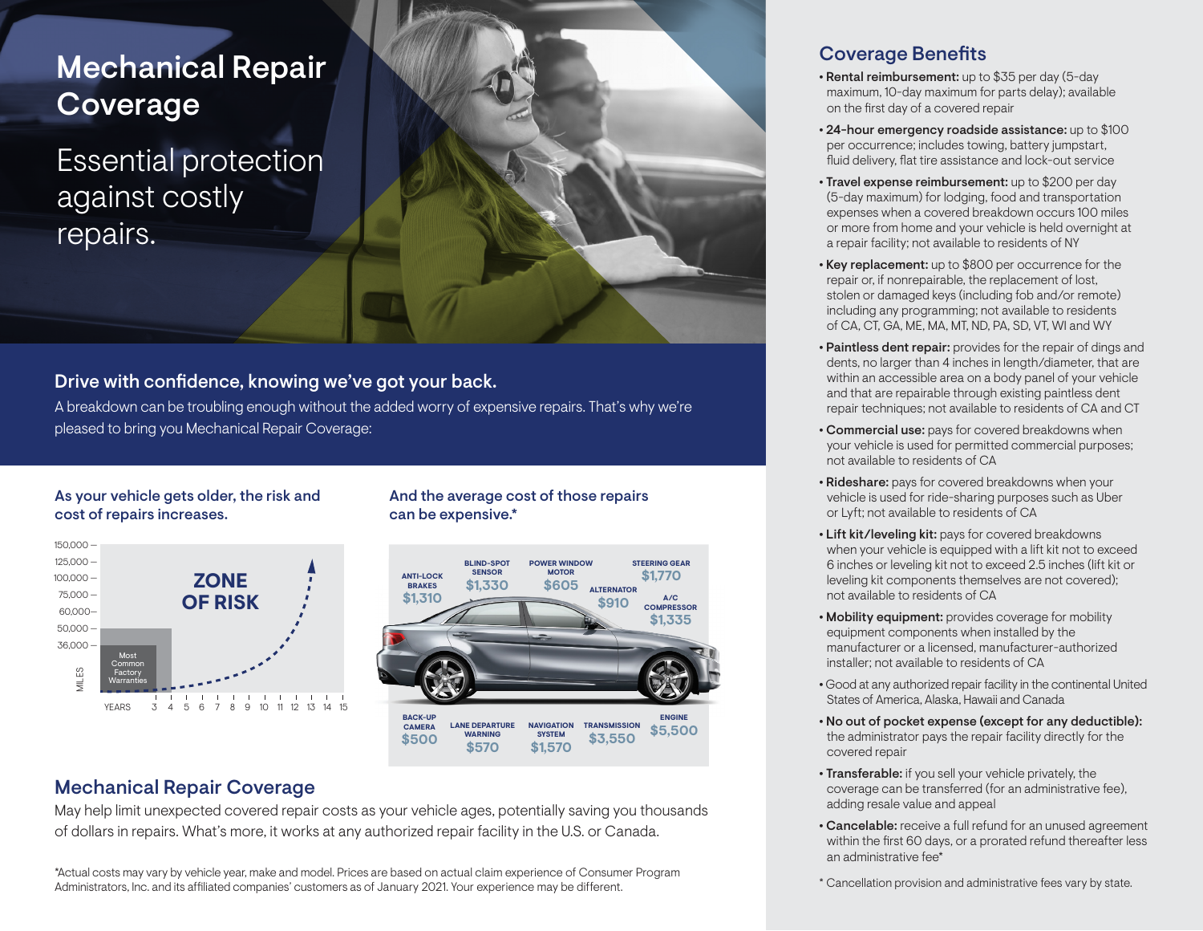# Mechanical Repair Coverage

Essential protection against costly repairs.

## Drive with confidence, knowing we've got your back.

A breakdown can be troubling enough without the added worry of expensive repairs. That's why we're pleased to bring you Mechanical Repair Coverage:

### As your vehicle gets older, the risk and cost of repairs increases.

MILES: 150,000 – 125,000 – 100,000 – 75,000 – 60,000 – 50,000 – 36,000

YEARS: 3 4 5 6 7 8 9 10 11 12 13 14 15

Most Common Factory Warranties

ZONE OF RISK

### And the average cost of those repairs can be expensive.*

| Repair | Average Cost |
|---|---|
| Anti-Lock Brakes | $1,310 |
| Blind-Spot Sensor | $1,330 |
| Power Window Motor | $605 |
| Alternator | $910 |
| Steering Gear | $1,770 |
| A/C Compressor | $1,335 |
| Back-Up Camera | $500 |
| Lane Departure Warning | $570 |
| Navigation System | $1,570 |
| Transmission | $3,550 |
| Engine | $5,500 |

## Mechanical Repair Coverage

May help limit unexpected covered repair costs as your vehicle ages, potentially saving you thousands of dollars in repairs. What's more, it works at any authorized repair facility in the U.S. or Canada.

*Actual costs may vary by vehicle year, make and model. Prices are based on actual claim experience of Consumer Program Administrators, Inc. and its affiliated companies' customers as of January 2021. Your experience may be different.

## Coverage Benefits

- **Rental reimbursement:** up to $35 per day (5-day maximum, 10-day maximum for parts delay); available on the first day of a covered repair
- **24-hour emergency roadside assistance:** up to $100 per occurrence; includes towing, battery jumpstart, fluid delivery, flat tire assistance and lock-out service
- **Travel expense reimbursement:** up to $200 per day (5-day maximum) for lodging, food and transportation expenses when a covered breakdown occurs 100 miles or more from home and your vehicle is held overnight at a repair facility; not available to residents of NY
- **Key replacement:** up to $800 per occurrence for the repair or, if nonrepairable, the replacement of lost, stolen or damaged keys (including fob and/or remote) including any programming; not available to residents of CA, CT, GA, ME, MA, MT, ND, PA, SD, VT, WI and WY
- **Paintless dent repair:** provides for the repair of dings and dents, no larger than 4 inches in length/diameter, that are within an accessible area on a body panel of your vehicle and that are repairable through existing paintless dent repair techniques; not available to residents of CA and CT
- **Commercial use:** pays for covered breakdowns when your vehicle is used for permitted commercial purposes; not available to residents of CA
- **Rideshare:** pays for covered breakdowns when your vehicle is used for ride-sharing purposes such as Uber or Lyft; not available to residents of CA
- **Lift kit/leveling kit:** pays for covered breakdowns when your vehicle is equipped with a lift kit not to exceed 6 inches or leveling kit not to exceed 2.5 inches (lift kit or leveling kit components themselves are not covered); not available to residents of CA
- **Mobility equipment:** provides coverage for mobility equipment components when installed by the manufacturer or a licensed, manufacturer-authorized installer; not available to residents of CA
- Good at any authorized repair facility in the continental United States of America, Alaska, Hawaii and Canada
- **No out of pocket expense (except for any deductible):** the administrator pays the repair facility directly for the covered repair
- **Transferable:** if you sell your vehicle privately, the coverage can be transferred (for an administrative fee), adding resale value and appeal
- **Cancelable:** receive a full refund for an unused agreement within the first 60 days, or a prorated refund thereafter less an administrative fee*

\* Cancellation provision and administrative fees vary by state.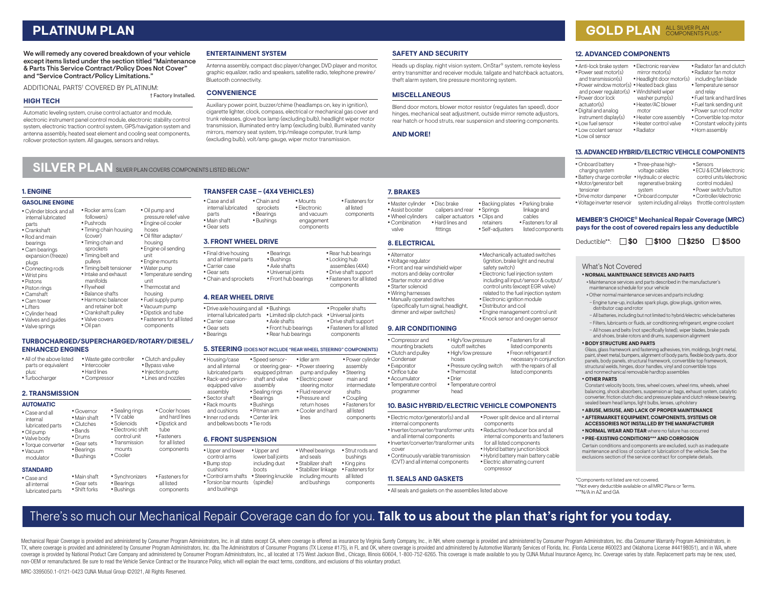# PLATINUM PLAN

**We will remedy any covered breakdown of your vehicle except items listed under the section titled "Maintenance & Parts This Service Contract/Policy Does Not Cover" and "Service Contract/Policy Limitations."**

ADDITIONAL PARTS† COVERED BY PLATINUM:

† Factory Installed.

### HIGH TECH

Automatic leveling system, cruise control actuator and module, electronic instrument panel control module, electronic stability control system, electronic traction control system, GPS/navigation system and antenna assembly, heated seat element and cooling seat components, rollover protection system. All gauges, sensors and relays.

### ENTERTAINMENT SYSTEM

Antenna assembly, compact disc player/changer, DVD player and monitor, graphic equalizer, radio and speakers, satellite radio, telephone prewire/Bluetooth connectivity.

### CONVENIENCE

Auxiliary power point, buzzer/chime (headlamps on, key in ignition), cigarette lighter, clock, compass, electrical or mechanical gas cover and trunk releases, glove box lamp (excluding bulb), headlight wiper motor transmission, illuminated entry lamp (excluding bulb), illuminated vanity mirrors, memory seat system, trip/mileage computer, trunk lamp (excluding bulb), volt/amp gauge, wiper motor transmission.

### SAFETY AND SECURITY

Heads up display, night vision system, OnStar® system, remote keyless entry transmitter and receiver module, tailgate and hatchback actuators, theft alarm system, tire pressure monitoring system.

### MISCELLANEOUS

Blend door motors, blower motor resistor (regulates fan speed), door hinges, mechanical seat adjustment, outside mirror remote adjustors, rear hatch or hood struts, rear suspension and steering components.

### AND MORE!

# GOLD PLAN ALL SILVER PLAN COMPONENTS PLUS:*

### 12. ADVANCED COMPONENTS

- Anti-lock brake system
- Power seat motor(s) and transmission(s)
- Power window motor(s) and power regulator(s)
- Power door lock actuator(s)
- Digital and analog instrument display(s)
- Low fuel sensor
- Low coolant sensor
- Low oil sensor
- Electronic rearview mirror motor(s)
- Headlight door motor(s)
- Heated back glass
- Windshield wiper washer pump(s)
- Heater/AC blower motor
- Heater core assembly
- Heater control valve
- Radiator
- Radiator fan and clutch
- Radiator fan motor including fan blade
- Temperature sensor and relay
- Fuel tank and hard lines
- Fuel tank sending unit
- Power sun roof motor
- Convertible top motor
- Constant velocity joints
- Horn assembly

### 13. ADVANCED HYBRID/ELECTRIC VEHICLE COMPONENTS

- Onboard battery charging system
- Battery charge controller
- Motor/generator belt tensioner
- Drive motor dampener
- Voltage inverter reservoir
- Three-phase high-voltage cables
- Hydraulic or electric regenerative braking system
- Onboard computer system including all relays
- Sensors
- ECU & ECM (electronic control units/electronic control modules)
- Power switch/button
- Controller/electronic throttle control system

**MEMBER'S CHOICE® Mechanical Repair Coverage (MRC) pays for the cost of covered repairs less any deductible**

Deductible**: ☐ $0 ☐ $100 ☐ $250 ☐ $500

## What's Not Covered

- **NORMAL MAINTENANCE SERVICES AND PARTS**
  - Maintenance services and parts described in the manufacturer's maintenance schedule for your vehicle
  - Other normal maintenance services and parts including:
    - Engine tune-up, includes spark plugs, glow plugs, ignition wires, distributor cap and rotor
    - All batteries, including but not limited to hybrid/electric vehicle batteries
    - Filters, lubricants or fluids, air conditioning refrigerant, engine coolant
    - All hoses and belts (not specifically listed), wiper blades, brake pads and shoes, brake rotors and drums, suspension alignment
- **BODY STRUCTURE AND PARTS**
  Glass, glass framework and fastening adhesives, trim, moldings, bright metal, paint, sheet metal, bumpers, alignment of body parts, flexible body parts, door panels, body panels, structural framework, convertible top framework, structural welds, hinges, door handles, vinyl and convertible tops and nonmechanical removable hardtop assemblies
- **OTHER PARTS**
  Constant velocity boots, tires, wheel covers, wheel rims, wheels, wheel balancing, shock absorbers, suspension air bags, exhaust system, catalytic converter, friction clutch disc and pressure plate and clutch release bearing, sealed beam head lamps, light bulbs, lenses, upholstery
- **ABUSE, MISUSE, AND LACK OF PROPER MAINTENANCE**
- **AFTERMARKET EQUIPMENT, COMPONENTS, SYSTEMS OR ACCESSORIES NOT INSTALLED BY THE MANUFACTURER**
- **NORMAL WEAR AND TEAR** where no failure has occurred
- **PRE-EXISTING CONDITIONS*** AND CORROSION**
  Certain conditions and components are excluded, such as inadequate maintenance and loss of coolant or lubrication of the vehicle. See the exclusions section of the service contract for complete details.

*Components not listed are not covered.
**Not every deductible available on all MRC Plans or Terms.
***N/A in AZ and GA

# SILVER PLAN SILVER PLAN COVERS COMPONENTS LISTED BELOW.*

### 1. ENGINE

#### GASOLINE ENGINE

- Cylinder block and all internal lubricated parts
- Crankshaft
- Rod and main bearings
- Cam bearings
- Expansion (freeze) plugs
- Connecting rods
- Wrist pins
- Pistons
- Piston rings
- Camshaft
- Cam tower
- Lifters
- Cylinder head
- Valves and guides
- Valve springs
- Rocker arms (cam followers)
- Pushrods
- Timing chain housing (cover)
- Timing chain and sprockets
- Timing belt and pulleys
- Timing belt tensioner
- Intake and exhaust manifolds
- Flywheel
- Balance shafts
- Harmonic balancer and retainer bolt
- Crankshaft pulley
- Valve covers
- Oil pan
- Oil pump and pressure relief valve
- Engine oil cooler hoses
- Oil filter adapter/housing
- Engine oil sending unit
- Engine mounts
- Water pump
- Temperature sending unit
- Thermostat and housing
- Fuel supply pump
- Vacuum pump
- Dipstick and tube
- Fasteners for all listed components

#### TURBOCHARGED/SUPERCHARGED/ROTARY/DIESEL/ENHANCED ENGINES

- All of the above listed parts or equivalent plus:
- Turbocharger
- Waste gate controller
- Intercooler
- Hard lines
- Compressor
- Clutch and pulley
- Bypass valve
- Injection pump
- Lines and nozzles

### 2. TRANSMISSION

#### AUTOMATIC

- Case and all internal lubricated parts
- Oil pump
- Valve body
- Torque converter
- Vacuum modulator
- Governor
- Main shaft
- Clutches
- Bands
- Drums
- Gear sets
- Bearings
- Bushings
- Sealing rings
- TV cable
- Solenoids
- Electronic shift control unit
- Transmission mounts
- Cooler
- Cooler hoses and hard lines
- Dipstick and tube
- Fasteners for all listed components

#### STANDARD

- Case and all internal lubricated parts
- Main shaft
- Gear sets
- Shift forks
- Synchronizers
- Bearings
- Bushings
- Fasteners for all listed components

### TRANSFER CASE – (4X4 VEHICLES)

- Case and all internal lubricated parts
- Main shaft
- Gear sets
- Chain and sprockets
- Bearings
- Bushings
- Mounts
- Electronic and vacuum engagement components
- Fasteners for all listed components

### 3. FRONT WHEEL DRIVE

- Final drive housing and all internal parts
- Carrier case
- Gear sets
- Chain and sprockets
- Bearings
- Bushings
- Axle shafts
- Universal joints
- Front hub bearings
- Rear hub bearings
- Locking hub assemblies (4X4)
- Drive shaft support
- Fasteners for all listed components

### 4. REAR WHEEL DRIVE

- Drive axle housing and all internal lubricated parts
- Carrier case
- Gear sets
- Bearings
- Bushings
- Limited slip clutch pack
- Axle shafts
- Front hub bearings
- Rear hub bearings
- Propeller shafts
- Universal joints
- Drive shaft support
- Fasteners for all listed components

### 5. STEERING (DOES NOT INCLUDE "REAR WHEEL STEERING" COMPONENTS)

- Housing/case and all internal lubricated parts
- Rack-and-pinion-equipped valve assembly
- Sector shaft
- Rack mounts and cushions
- Inner rod ends and bellows boots
- Speed sensor- or steering gear-equipped pitman shaft and valve assembly
- Sealing rings
- Bearings
- Bushings
- Pitman arm
- Center link
- Tie rods
- Idler arm
- Power steering pump and pulley
- Electric power steering motor
- Fluid reservoir
- Pressure and return hoses
- Cooler and hard lines
- Power cylinder assembly
- Steering main and intermediate shafts
- Coupling
- Fasteners for all listed components

### 6. FRONT SUSPENSION

- Upper and lower control arms
- Bump stop cushions
- Control arm shafts
- Torsion bar mounts and bushings
- Upper and lower ball joints including dust boots
- Steering knuckle (spindle)
- Wheel bearings and seals
- Stabilizer shaft
- Stabilizer linkage including mounts and bushings
- Strut rods and bushings
- King pins
- Fasteners for all listed components

### 7. BRAKES

- Master cylinder
- Assist booster
- Wheel cylinders
- Combination valve
- Disc brake calipers and rear caliper actuators
- Hard lines and fittings
- Backing plates
- Springs
- Clips and retainers
- Self-adjusters
- Parking brake linkage and cables
- Fasteners for all listed components

### 8. ELECTRICAL

- Alternator
- Voltage regulator
- Front and rear windshield wiper motors and delay controller
- Starter motor and drive
- Starter solenoid
- Wiring harnesses
- Manually operated switches (specifically turn signal, headlight, dimmer and wiper switches)
- Mechanically actuated switches (ignition, brake light and neutral safety switch)
- Electronic fuel injection system including all input/sensor & output/control units (except EGR valve) related to the fuel injection system
- Electronic ignition module
- Distributor and coil
- Engine management control unit
- Knock sensor and oxygen sensor

### 9. AIR CONDITIONING

- Compressor and mounting brackets
- Clutch and pulley
- Condenser
- Evaporator
- Orifice tube
- Accumulator
- Temperature control programmer
- High/low pressure cutoff switches
- High/low pressure hoses
- Pressure cycling switch
- Thermostat
- Drier
- Temperature control head
- Fasteners for all listed components
- Freon refrigerant if necessary in conjunction with the repairs of all listed components

### 10. BASIC HYBRID/ELECTRIC VEHICLE COMPONENTS

- Electric motor/generator(s) and all internal components
- Inverter/converter/transformer units and all internal components
- Inverter/converter/transformer units cover
- Continuously variable transmission (CVT) and all internal components
- Power split device and all internal components
- Reduction/reducer box and all internal components and fasteners for all listed components
- Hybrid battery junction block
- Hybrid battery main battery cable
- Electric alternating current compressor

### 11. SEALS AND GASKETS

- All seals and gaskets on the assemblies listed above

## There's so much our Mechanical Repair Coverage can do for you. **Talk to us about the plan that's right for you today.**

Mechanical Repair Coverage is provided and administered by Consumer Program Administrators, Inc. in all states except CA, where coverage is offered as insurance by Virginia Surety Company, Inc., in NH, where coverage is provided and administered by Consumer Program Administrators, Inc. dba Consumer Warranty Program Administrators, in TX, where coverage is provided and administered by Consumer Program Administrators, Inc. dba The Administrators of Consumer Programs (TX License #175), in FL and OK, where coverage is provided and administered by Automotive Warranty Services of Florida, Inc. (Florida License #60023 and Oklahoma License #44198051), and in WA, where coverage is provided by National Product Care Company and administered by Consumer Program Administrators, Inc., all located at 175 West Jackson Blvd., Chicago, Illinois 60604, 1-800-752-6265. This coverage is made available to you by CUNA Mutual Insurance Agency, Inc. Coverage varies by state. Replacement parts may be new, used, non-OEM or remanufactured. Be sure to read the Vehicle Service Contract or the Insurance Policy, which will explain the exact terms, conditions, and exclusions of this voluntary product.

MRC-3395050.1-0121-0423 CUNA Mutual Group ©2021, All Rights Reserved.